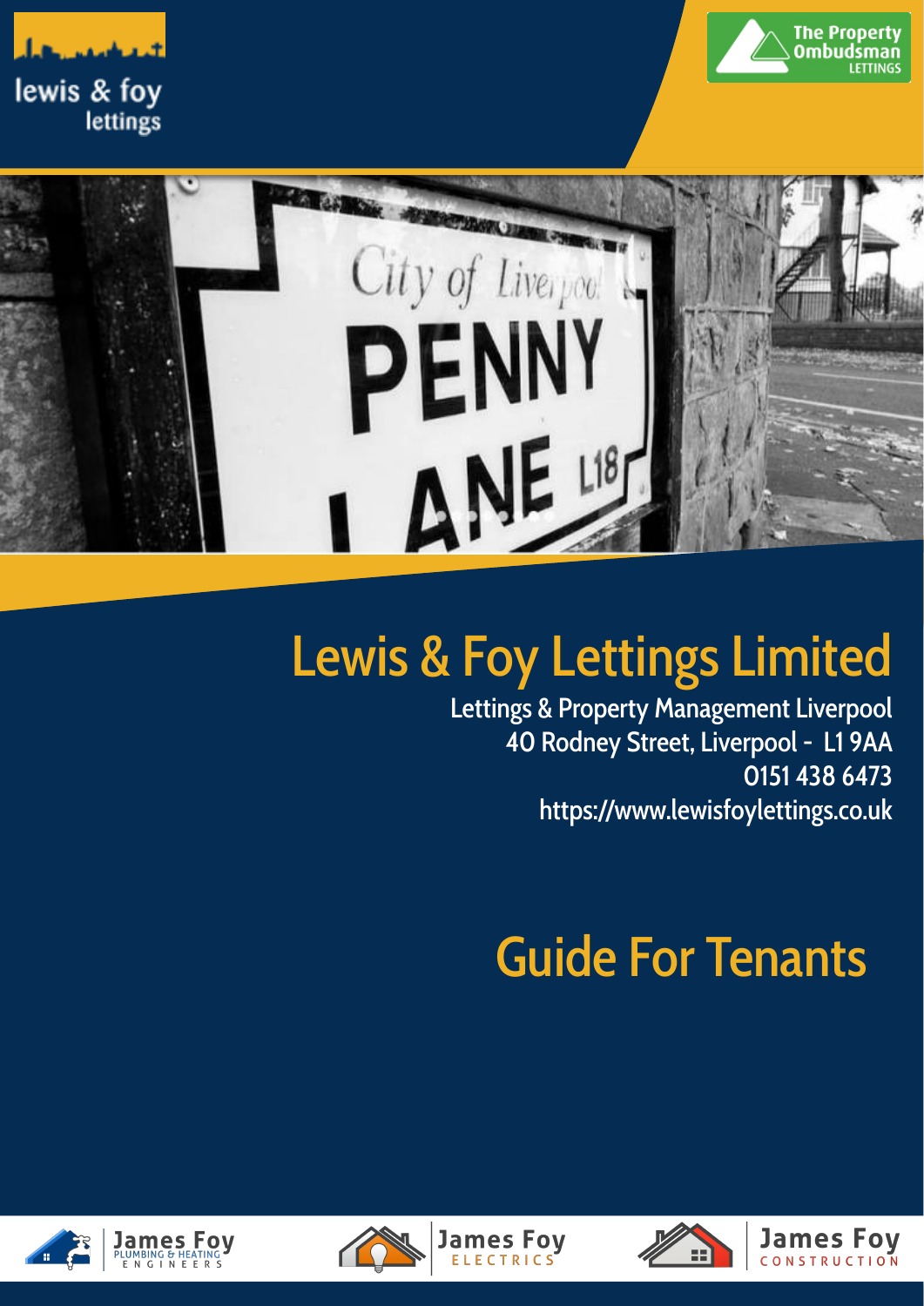lewis & foy lettings

The Property Ombudsman LETTINGS

# Lewis & Foy Lettings Limited

Lettings & Property Management Liverpool
40 Rodney Street, Liverpool - L1 9AA
0151 438 6473
https://www.lewisfoylettings.co.uk

# Guide For Tenants

James Foy PLUMBING & HEATING ENGINEERS

James Foy ELECTRICS

James Foy CONSTRUCTION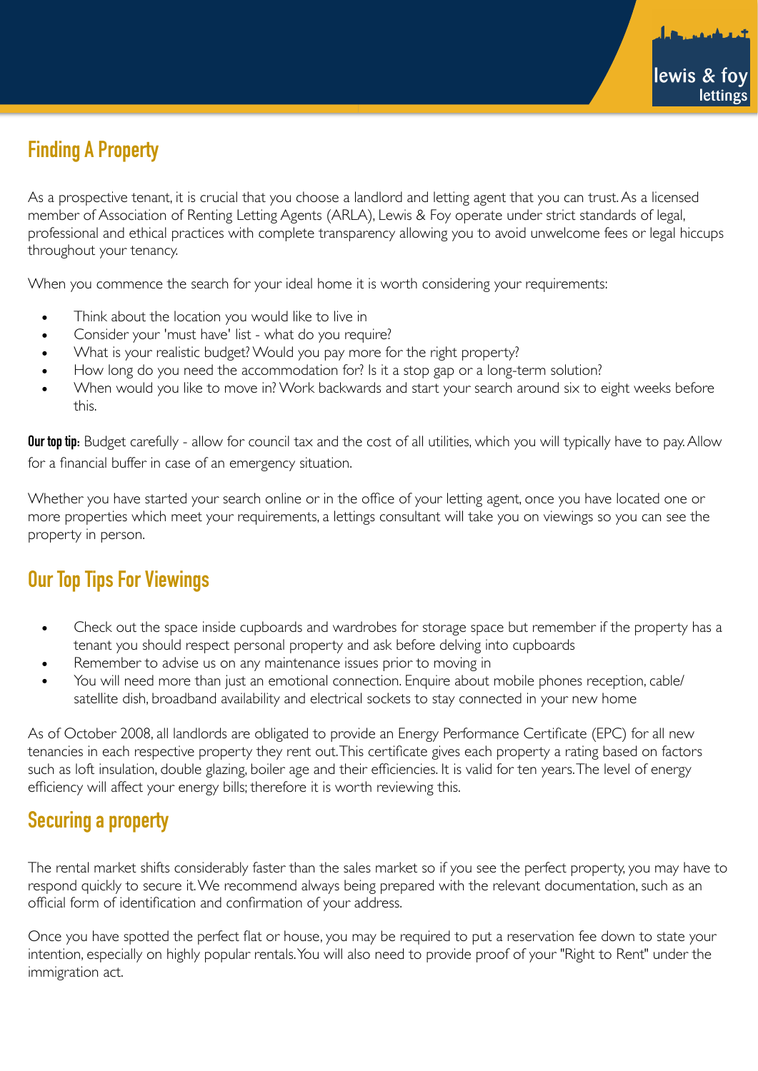## Finding A Property

As a prospective tenant, it is crucial that you choose a landlord and letting agent that you can trust. As a licensed member of Association of Renting Letting Agents (ARLA), Lewis & Foy operate under strict standards of legal, professional and ethical practices with complete transparency allowing you to avoid unwelcome fees or legal hiccups throughout your tenancy.

When you commence the search for your ideal home it is worth considering your requirements:

- Think about the location you would like to live in
- Consider your 'must have' list - what do you require?
- What is your realistic budget? Would you pay more for the right property?
- How long do you need the accommodation for? Is it a stop gap or a long-term solution?
- When would you like to move in? Work backwards and start your search around six to eight weeks before this.

**Our top tip:** Budget carefully - allow for council tax and the cost of all utilities, which you will typically have to pay. Allow for a financial buffer in case of an emergency situation.

Whether you have started your search online or in the office of your letting agent, once you have located one or more properties which meet your requirements, a lettings consultant will take you on viewings so you can see the property in person.

## Our Top Tips For Viewings

- Check out the space inside cupboards and wardrobes for storage space but remember if the property has a tenant you should respect personal property and ask before delving into cupboards
- Remember to advise us on any maintenance issues prior to moving in
- You will need more than just an emotional connection. Enquire about mobile phones reception, cable/ satellite dish, broadband availability and electrical sockets to stay connected in your new home

As of October 2008, all landlords are obligated to provide an Energy Performance Certificate (EPC) for all new tenancies in each respective property they rent out. This certificate gives each property a rating based on factors such as loft insulation, double glazing, boiler age and their efficiencies. It is valid for ten years. The level of energy efficiency will affect your energy bills; therefore it is worth reviewing this.

## Securing a property

The rental market shifts considerably faster than the sales market so if you see the perfect property, you may have to respond quickly to secure it. We recommend always being prepared with the relevant documentation, such as an official form of identification and confirmation of your address.

Once you have spotted the perfect flat or house, you may be required to put a reservation fee down to state your intention, especially on highly popular rentals. You will also need to provide proof of your "Right to Rent" under the immigration act.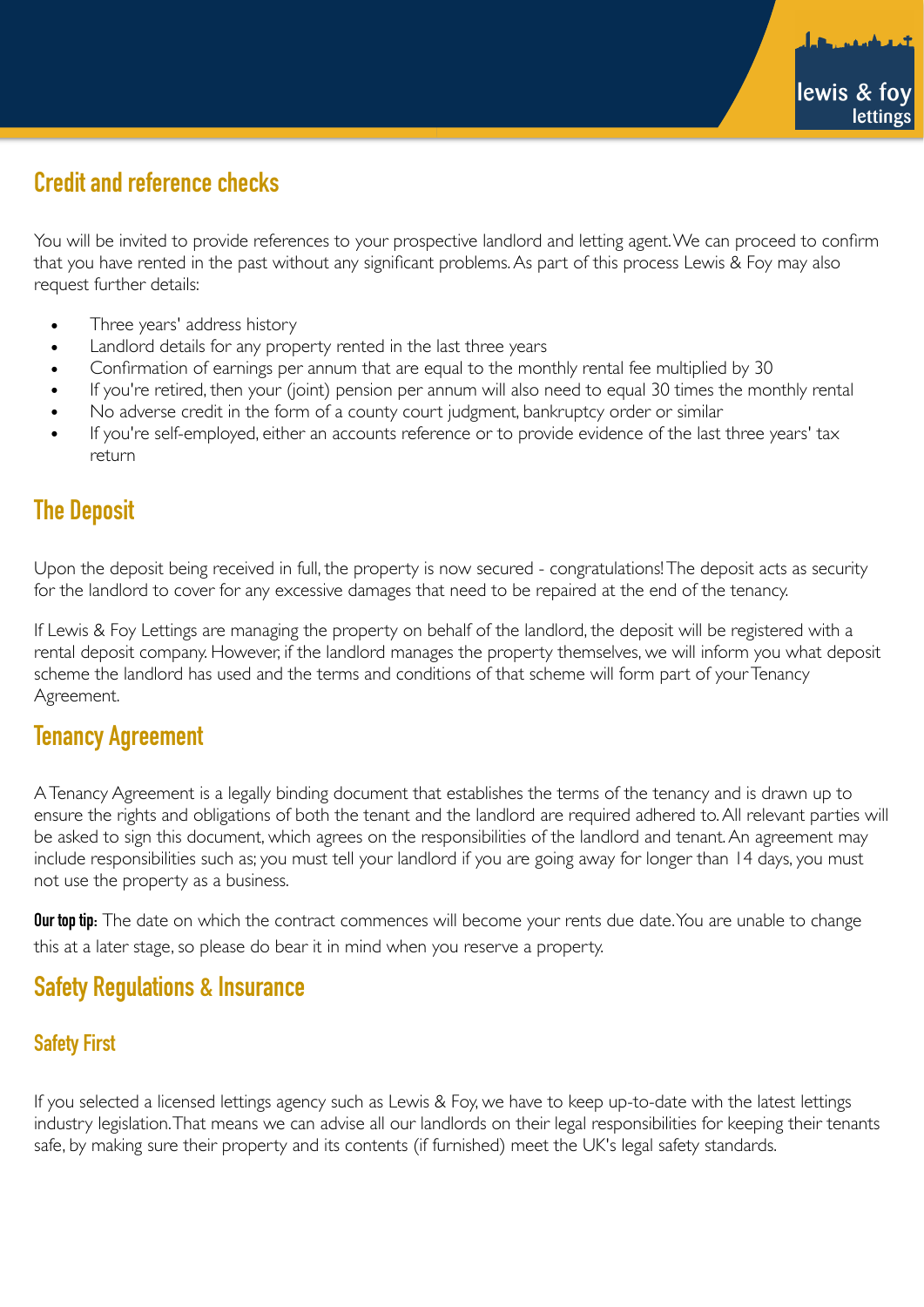## Credit and reference checks

You will be invited to provide references to your prospective landlord and letting agent. We can proceed to confirm that you have rented in the past without any significant problems. As part of this process Lewis & Foy may also request further details:

- Three years' address history
- Landlord details for any property rented in the last three years
- Confirmation of earnings per annum that are equal to the monthly rental fee multiplied by 30
- If you're retired, then your (joint) pension per annum will also need to equal 30 times the monthly rental
- No adverse credit in the form of a county court judgment, bankruptcy order or similar
- If you're self-employed, either an accounts reference or to provide evidence of the last three years' tax return

## The Deposit

Upon the deposit being received in full, the property is now secured - congratulations! The deposit acts as security for the landlord to cover for any excessive damages that need to be repaired at the end of the tenancy.

If Lewis & Foy Lettings are managing the property on behalf of the landlord, the deposit will be registered with a rental deposit company. However, if the landlord manages the property themselves, we will inform you what deposit scheme the landlord has used and the terms and conditions of that scheme will form part of your Tenancy Agreement.

## Tenancy Agreement

A Tenancy Agreement is a legally binding document that establishes the terms of the tenancy and is drawn up to ensure the rights and obligations of both the tenant and the landlord are required adhered to. All relevant parties will be asked to sign this document, which agrees on the responsibilities of the landlord and tenant. An agreement may include responsibilities such as; you must tell your landlord if you are going away for longer than 14 days, you must not use the property as a business.

**Our top tip:** The date on which the contract commences will become your rents due date. You are unable to change this at a later stage, so please do bear it in mind when you reserve a property.

## Safety Regulations & Insurance

### Safety First

If you selected a licensed lettings agency such as Lewis & Foy, we have to keep up-to-date with the latest lettings industry legislation. That means we can advise all our landlords on their legal responsibilities for keeping their tenants safe, by making sure their property and its contents (if furnished) meet the UK's legal safety standards.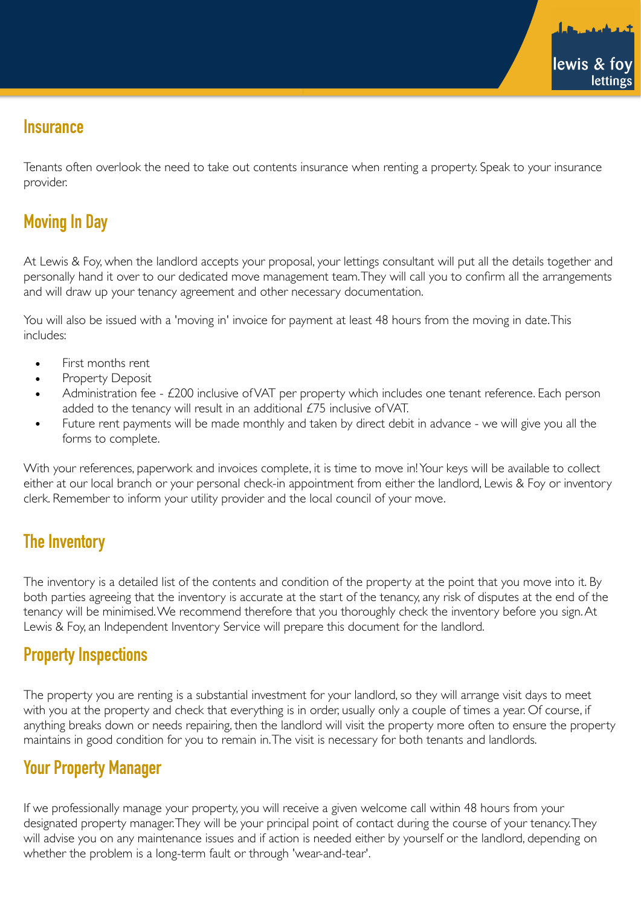## Insurance

Tenants often overlook the need to take out contents insurance when renting a property. Speak to your insurance provider.

## Moving In Day

At Lewis & Foy, when the landlord accepts your proposal, your lettings consultant will put all the details together and personally hand it over to our dedicated move management team. They will call you to confirm all the arrangements and will draw up your tenancy agreement and other necessary documentation.

You will also be issued with a 'moving in' invoice for payment at least 48 hours from the moving in date. This includes:

- First months rent
- Property Deposit
- Administration fee - £200 inclusive of VAT per property which includes one tenant reference. Each person added to the tenancy will result in an additional £75 inclusive of VAT.
- Future rent payments will be made monthly and taken by direct debit in advance - we will give you all the forms to complete.

With your references, paperwork and invoices complete, it is time to move in! Your keys will be available to collect either at our local branch or your personal check-in appointment from either the landlord, Lewis & Foy or inventory clerk. Remember to inform your utility provider and the local council of your move.

## The Inventory

The inventory is a detailed list of the contents and condition of the property at the point that you move into it. By both parties agreeing that the inventory is accurate at the start of the tenancy, any risk of disputes at the end of the tenancy will be minimised. We recommend therefore that you thoroughly check the inventory before you sign. At Lewis & Foy, an Independent Inventory Service will prepare this document for the landlord.

## Property Inspections

The property you are renting is a substantial investment for your landlord, so they will arrange visit days to meet with you at the property and check that everything is in order, usually only a couple of times a year. Of course, if anything breaks down or needs repairing, then the landlord will visit the property more often to ensure the property maintains in good condition for you to remain in. The visit is necessary for both tenants and landlords.

## Your Property Manager

If we professionally manage your property, you will receive a given welcome call within 48 hours from your designated property manager. They will be your principal point of contact during the course of your tenancy. They will advise you on any maintenance issues and if action is needed either by yourself or the landlord, depending on whether the problem is a long-term fault or through 'wear-and-tear'.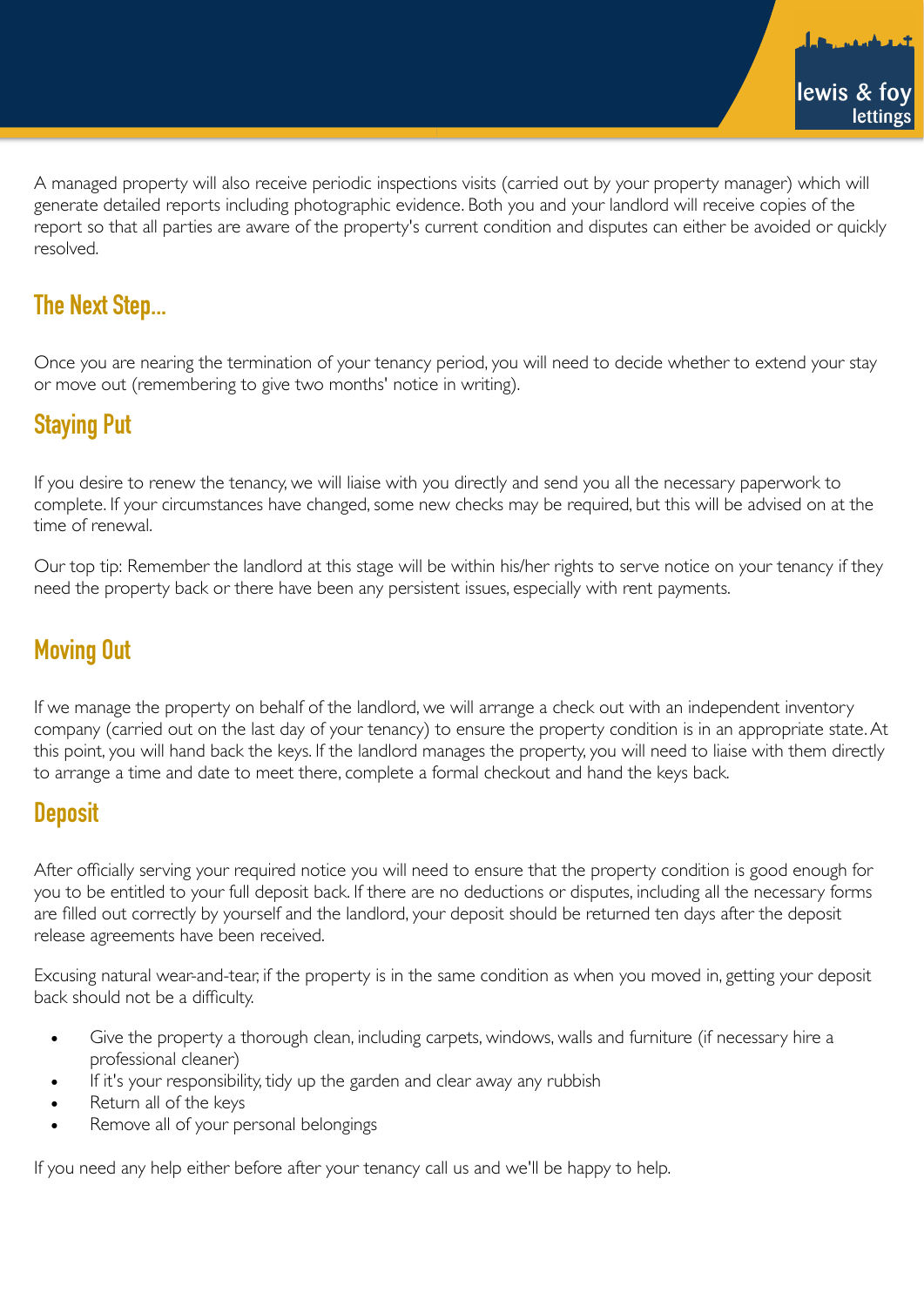A managed property will also receive periodic inspections visits (carried out by your property manager) which will generate detailed reports including photographic evidence. Both you and your landlord will receive copies of the report so that all parties are aware of the property's current condition and disputes can either be avoided or quickly resolved.

## The Next Step...

Once you are nearing the termination of your tenancy period, you will need to decide whether to extend your stay or move out (remembering to give two months' notice in writing).

## Staying Put

If you desire to renew the tenancy, we will liaise with you directly and send you all the necessary paperwork to complete. If your circumstances have changed, some new checks may be required, but this will be advised on at the time of renewal.

Our top tip: Remember the landlord at this stage will be within his/her rights to serve notice on your tenancy if they need the property back or there have been any persistent issues, especially with rent payments.

## Moving Out

If we manage the property on behalf of the landlord, we will arrange a check out with an independent inventory company (carried out on the last day of your tenancy) to ensure the property condition is in an appropriate state. At this point, you will hand back the keys. If the landlord manages the property, you will need to liaise with them directly to arrange a time and date to meet there, complete a formal checkout and hand the keys back.

## Deposit

After officially serving your required notice you will need to ensure that the property condition is good enough for you to be entitled to your full deposit back. If there are no deductions or disputes, including all the necessary forms are filled out correctly by yourself and the landlord, your deposit should be returned ten days after the deposit release agreements have been received.

Excusing natural wear-and-tear, if the property is in the same condition as when you moved in, getting your deposit back should not be a difficulty.

- Give the property a thorough clean, including carpets, windows, walls and furniture (if necessary hire a professional cleaner)
- If it's your responsibility, tidy up the garden and clear away any rubbish
- Return all of the keys
- Remove all of your personal belongings

If you need any help either before after your tenancy call us and we'll be happy to help.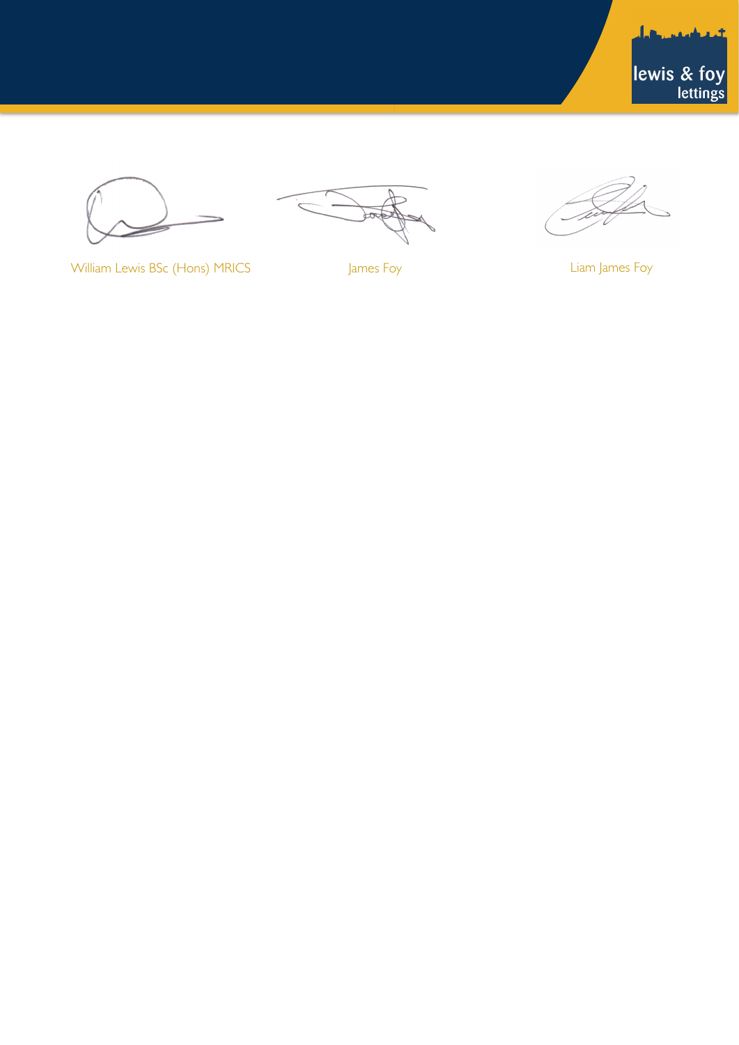William Lewis BSc (Hons) MRICS

James Foy

Liam James Foy